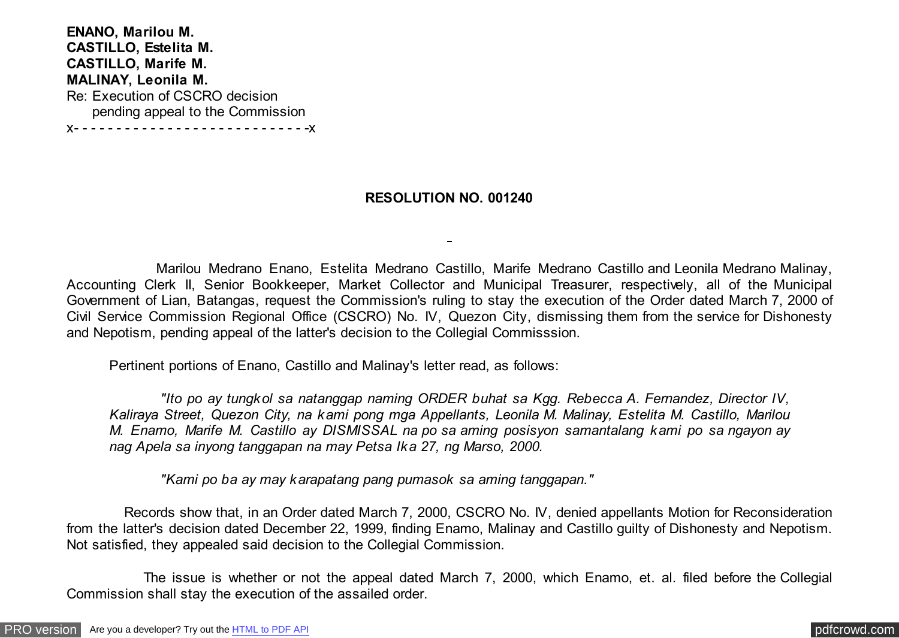**ENANO, Marilou M.**
**CASTILLO, Estelita M.**
**CASTILLO, Marife M.**
**MALINAY, Leonila M.**
Re: Execution of CSCRO decision
pending appeal to the Commission
x- - - - - - - - - - - - - - - - - - - - - - - - - - -x

**RESOLUTION NO. 001240**

Marilou Medrano Enano, Estelita Medrano Castillo, Marife Medrano Castillo and Leonila Medrano Malinay, Accounting Clerk II, Senior Bookkeeper, Market Collector and Municipal Treasurer, respectively, all of the Municipal Government of Lian, Batangas, request the Commission's ruling to stay the execution of the Order dated March 7, 2000 of Civil Service Commission Regional Office (CSCRO) No. IV, Quezon City, dismissing them from the service for Dishonesty and Nepotism, pending appeal of the latter's decision to the Collegial Commisssion.

Pertinent portions of Enano, Castillo and Malinay's letter read, as follows:

> *"Ito po ay tungkol sa natanggap naming ORDER buhat sa Kgg. Rebecca A. Fernandez, Director IV, Kaliraya Street, Quezon City, na kami pong mga Appellants, Leonila M. Malinay, Estelita M. Castillo, Marilou M. Enamo, Marife M. Castillo ay DISMISSAL na po sa aming posisyon samantalang kami po sa ngayon ay nag Apela sa inyong tanggapan na may Petsa Ika 27, ng Marso, 2000.*
>
> *"Kami po ba ay may karapatang pang pumasok sa aming tanggapan."*

Records show that, in an Order dated March 7, 2000, CSCRO No. IV, denied appellants Motion for Reconsideration from the latter's decision dated December 22, 1999, finding Enamo, Malinay and Castillo guilty of Dishonesty and Nepotism. Not satisfied, they appealed said decision to the Collegial Commission.

The issue is whether or not the appeal dated March 7, 2000, which Enamo, et. al. filed before the Collegial Commission shall stay the execution of the assailed order.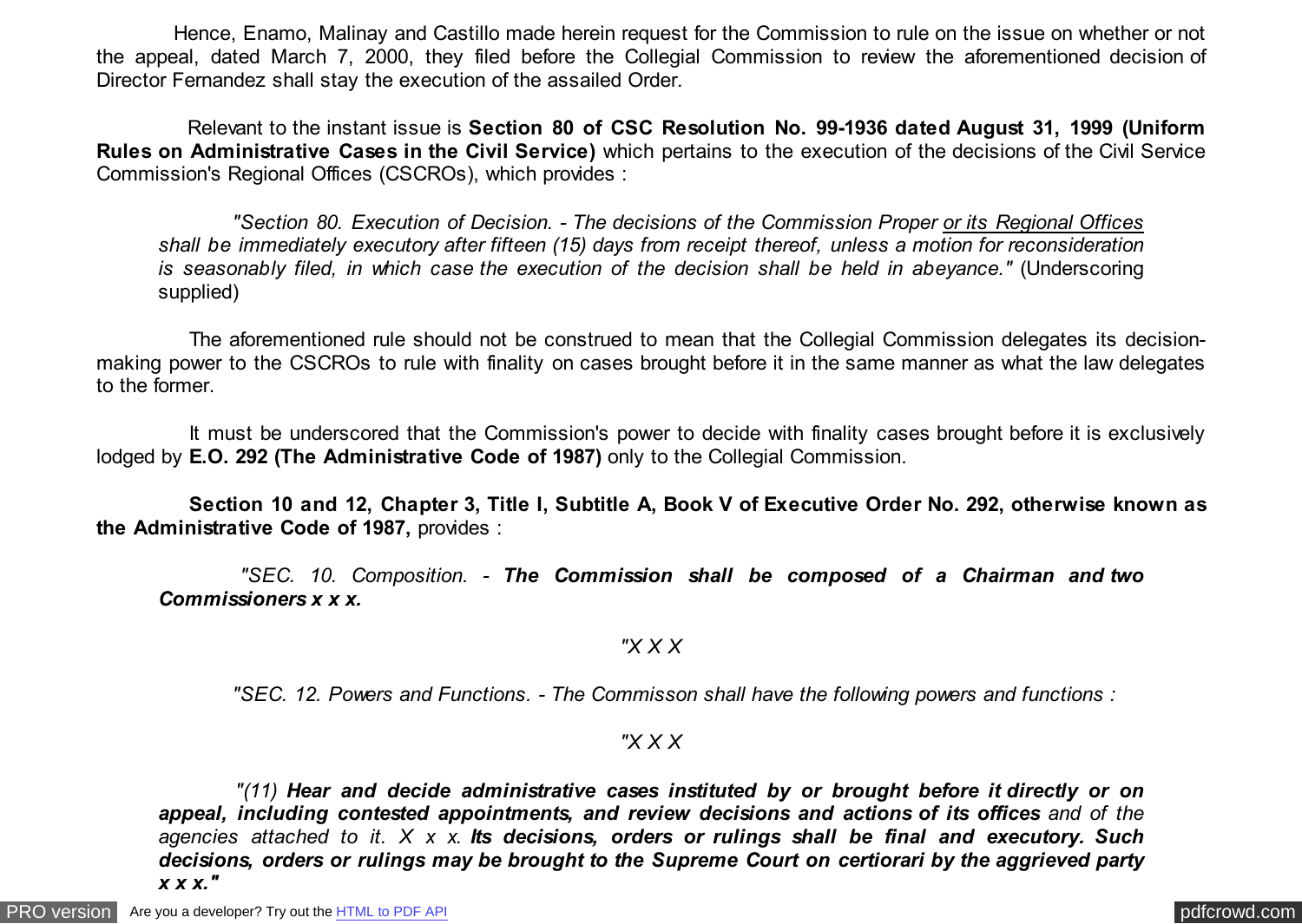Hence, Enamo, Malinay and Castillo made herein request for the Commission to rule on the issue on whether or not the appeal, dated March 7, 2000, they filed before the Collegial Commission to review the aforementioned decision of Director Fernandez shall stay the execution of the assailed Order.

Relevant to the instant issue is **Section 80 of CSC Resolution No. 99-1936 dated August 31, 1999 (Uniform Rules on Administrative Cases in the Civil Service)** which pertains to the execution of the decisions of the Civil Service Commission's Regional Offices (CSCROs), which provides :

> *"Section 80. Execution of Decision. - The decisions of the Commission Proper <u>or its Regional Offices</u> shall be immediately executory after fifteen (15) days from receipt thereof, unless a motion for reconsideration is seasonably filed, in which case the execution of the decision shall be held in abeyance."* (Underscoring supplied)

The aforementioned rule should not be construed to mean that the Collegial Commission delegates its decision-making power to the CSCROs to rule with finality on cases brought before it in the same manner as what the law delegates to the former.

It must be underscored that the Commission's power to decide with finality cases brought before it is exclusively lodged by **E.O. 292 (The Administrative Code of 1987)** only to the Collegial Commission.

**Section 10 and 12, Chapter 3, Title I, Subtitle A, Book V of Executive Order No. 292, otherwise known as the Administrative Code of 1987,** provides :

> *"SEC. 10. Composition. -* ***The Commission shall be composed of a Chairman and two Commissioners x x x.***
>
> *"X X X*
>
> *"SEC. 12. Powers and Functions. - The Commisson shall have the following powers and functions :*
>
> *"X X X*
>
> *"(11)* ***Hear and decide administrative cases instituted by or brought before it directly or on appeal, including contested appointments, and review decisions and actions of its offices*** *and of the agencies attached to it. X x x.* ***Its decisions, orders or rulings shall be final and executory. Such decisions, orders or rulings may be brought to the Supreme Court on certiorari by the aggrieved party x x x."***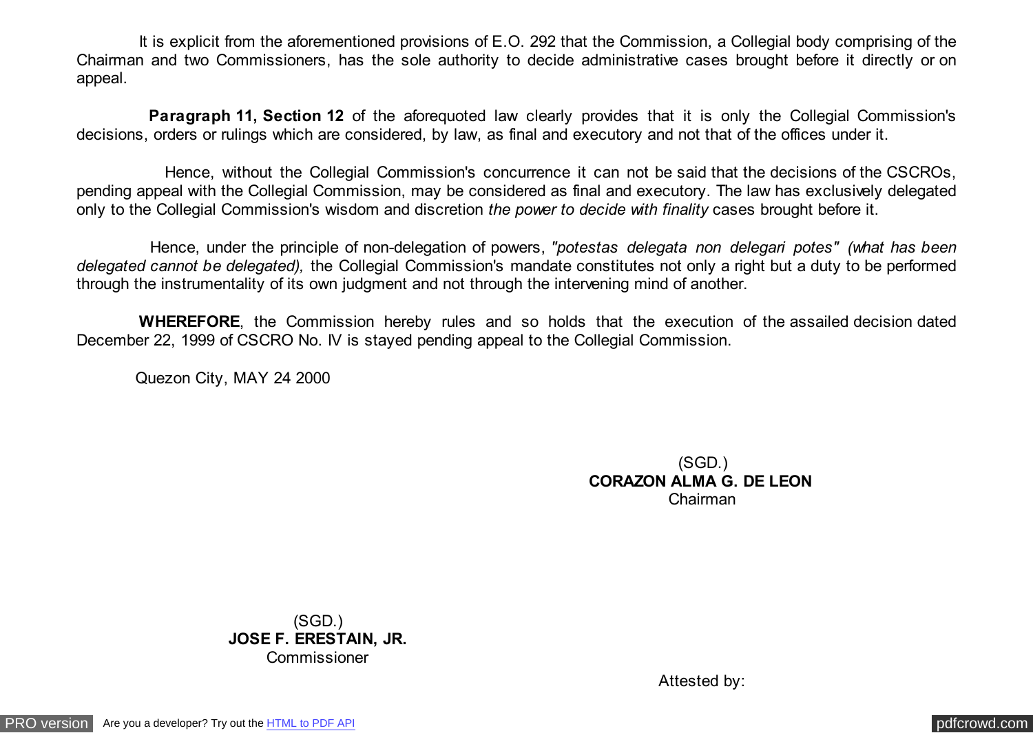It is explicit from the aforementioned provisions of E.O. 292 that the Commission, a Collegial body comprising of the Chairman and two Commissioners, has the sole authority to decide administrative cases brought before it directly or on appeal.

**Paragraph 11, Section 12** of the aforequoted law clearly provides that it is only the Collegial Commission's decisions, orders or rulings which are considered, by law, as final and executory and not that of the offices under it.

Hence, without the Collegial Commission's concurrence it can not be said that the decisions of the CSCROs, pending appeal with the Collegial Commission, may be considered as final and executory. The law has exclusively delegated only to the Collegial Commission's wisdom and discretion *the power to decide with finality* cases brought before it.

Hence, under the principle of non-delegation of powers, *"potestas delegata non delegari potes" (what has been delegated cannot be delegated),* the Collegial Commission's mandate constitutes not only a right but a duty to be performed through the instrumentality of its own judgment and not through the intervening mind of another.

**WHEREFORE**, the Commission hereby rules and so holds that the execution of the assailed decision dated December 22, 1999 of CSCRO No. IV is stayed pending appeal to the Collegial Commission.

Quezon City, MAY 24 2000

(SGD.)
**CORAZON ALMA G. DE LEON**
Chairman

(SGD.)
**JOSE F. ERESTAIN, JR.**
Commissioner

Attested by: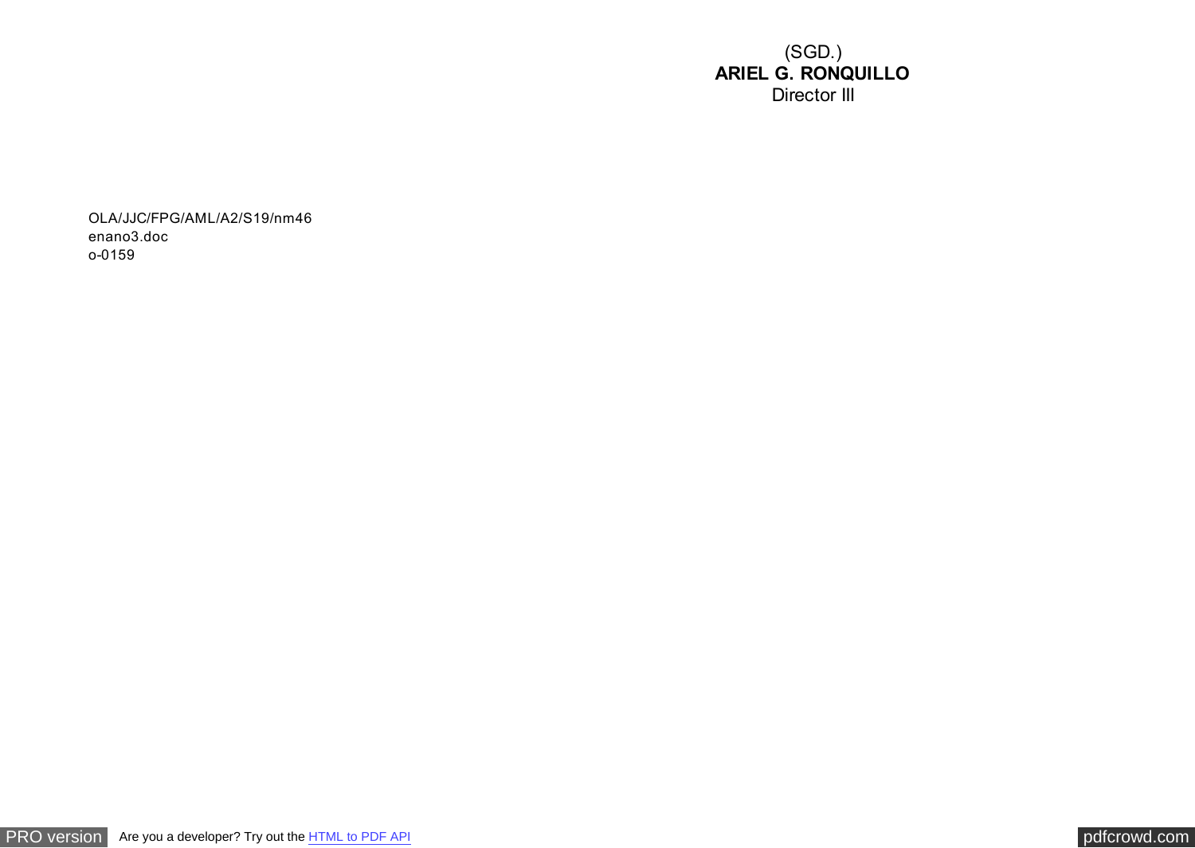(SGD.)
**ARIEL G. RONQUILLO**
Director III

OLA/JJC/FPG/AML/A2/S19/nm46
enano3.doc
o-0159